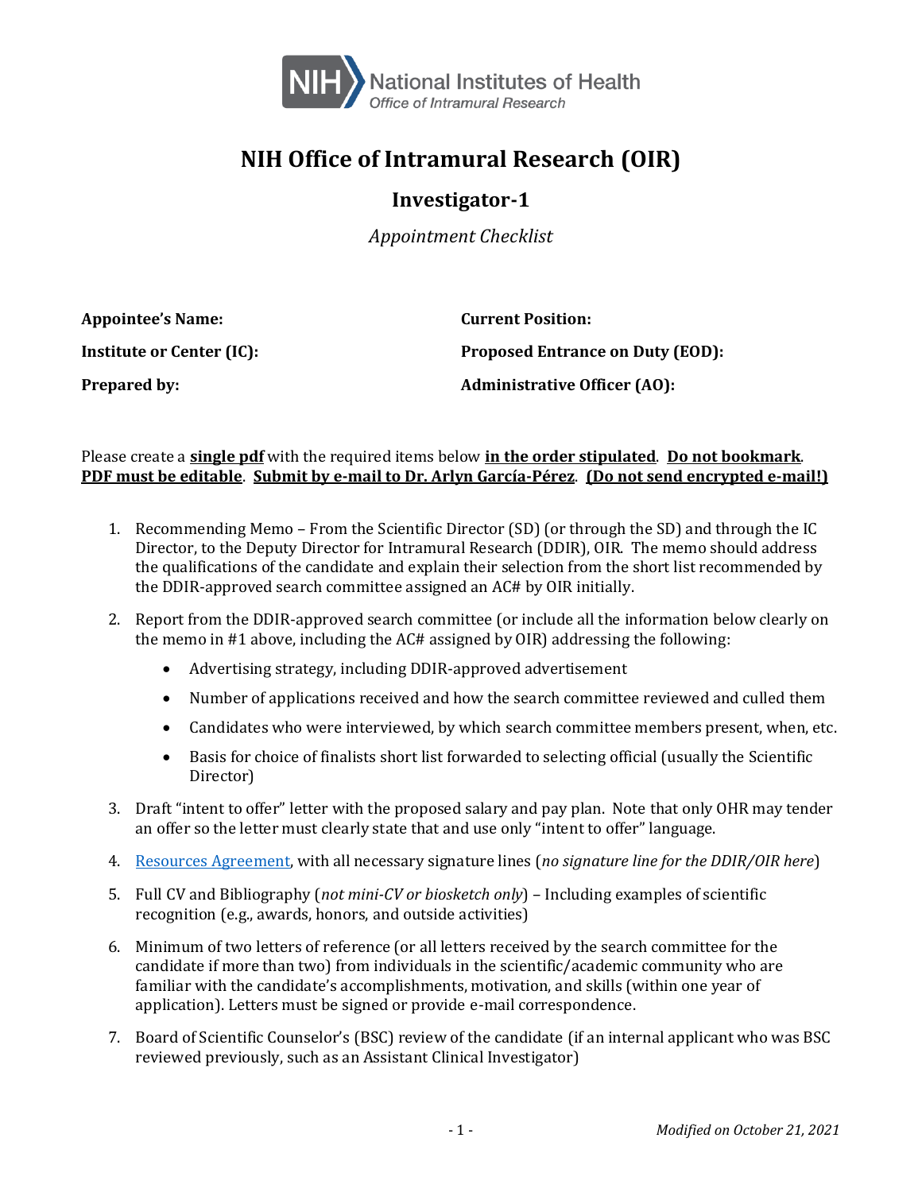# NIH Office of Intramural Research (OIR)

## Investigator-1

*Appointment Checklist*

**Appointee's Name:**

**Institute or Center (IC):**

**Prepared by:**

**Current Position:**

**Proposed Entrance on Duty (EOD):**

**Administrative Officer (AO):**

Please create a **single pdf** with the required items below **in the order stipulated**. **Do not bookmark**. **PDF must be editable**. **Submit by e-mail to Dr. Arlyn García-Pérez**. **(Do not send encrypted e-mail!)**

1. Recommending Memo – From the Scientific Director (SD) (or through the SD) and through the IC Director, to the Deputy Director for Intramural Research (DDIR), OIR. The memo should address the qualifications of the candidate and explain their selection from the short list recommended by the DDIR-approved search committee assigned an AC# by OIR initially.
2. Report from the DDIR-approved search committee (or include all the information below clearly on the memo in #1 above, including the AC# assigned by OIR) addressing the following:
   - Advertising strategy, including DDIR-approved advertisement
   - Number of applications received and how the search committee reviewed and culled them
   - Candidates who were interviewed, by which search committee members present, when, etc.
   - Basis for choice of finalists short list forwarded to selecting official (usually the Scientific Director)
3. Draft "intent to offer" letter with the proposed salary and pay plan. Note that only OHR may tender an offer so the letter must clearly state that and use only "intent to offer" language.
4. Resources Agreement, with all necessary signature lines (*no signature line for the DDIR/OIR here*)
5. Full CV and Bibliography (*not mini-CV or biosketch only*) – Including examples of scientific recognition (e.g., awards, honors, and outside activities)
6. Minimum of two letters of reference (or all letters received by the search committee for the candidate if more than two) from individuals in the scientific/academic community who are familiar with the candidate's accomplishments, motivation, and skills (within one year of application). Letters must be signed or provide e-mail correspondence.
7. Board of Scientific Counselor's (BSC) review of the candidate (if an internal applicant who was BSC reviewed previously, such as an Assistant Clinical Investigator)

*Modified on October 21, 2021*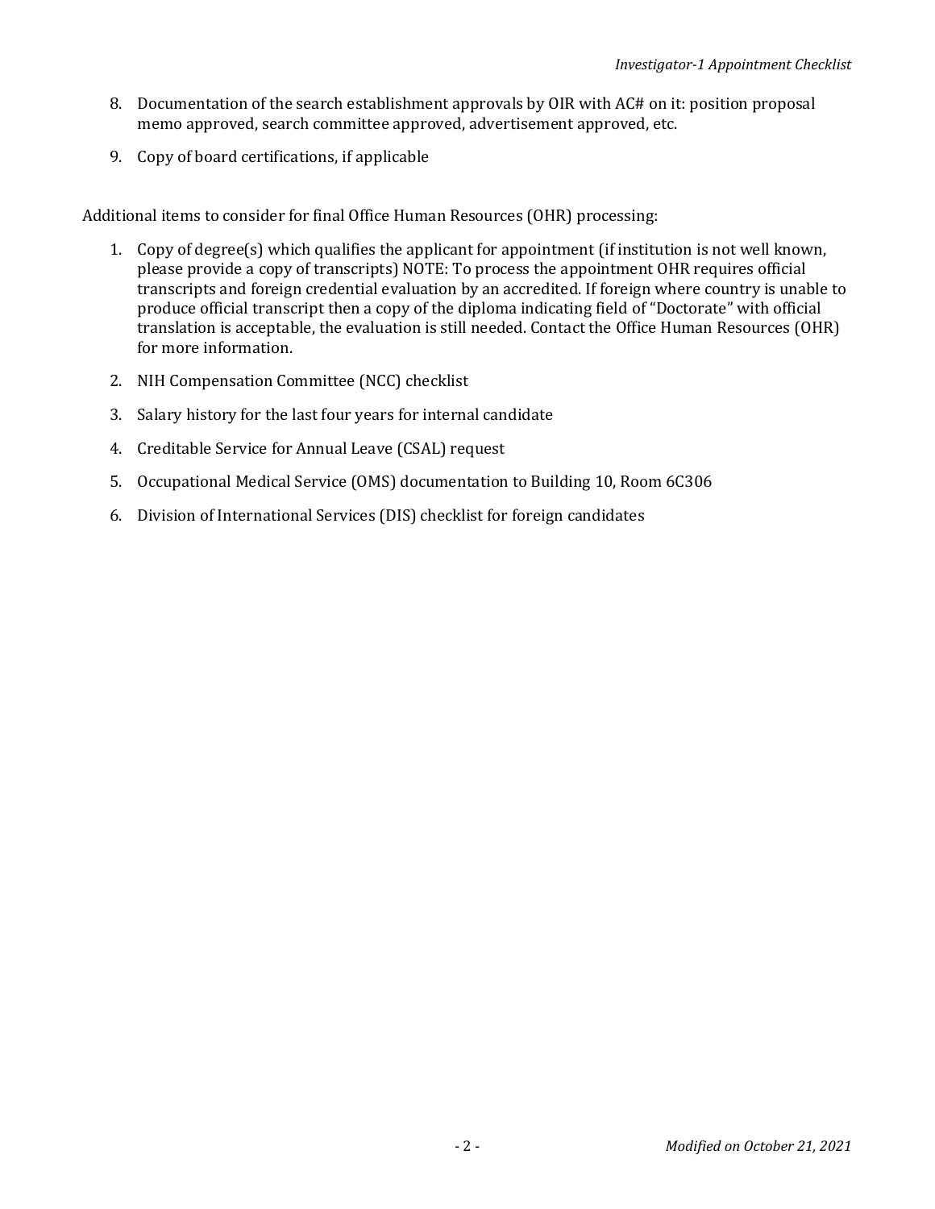8. Documentation of the search establishment approvals by OIR with AC# on it: position proposal memo approved, search committee approved, advertisement approved, etc.

9. Copy of board certifications, if applicable

Additional items to consider for final Office Human Resources (OHR) processing:

1. Copy of degree(s) which qualifies the applicant for appointment (if institution is not well known, please provide a copy of transcripts) NOTE: To process the appointment OHR requires official transcripts and foreign credential evaluation by an accredited. If foreign where country is unable to produce official transcript then a copy of the diploma indicating field of "Doctorate" with official translation is acceptable, the evaluation is still needed. Contact the Office Human Resources (OHR) for more information.

2. NIH Compensation Committee (NCC) checklist

3. Salary history for the last four years for internal candidate

4. Creditable Service for Annual Leave (CSAL) request

5. Occupational Medical Service (OMS) documentation to Building 10, Room 6C306

6. Division of International Services (DIS) checklist for foreign candidates